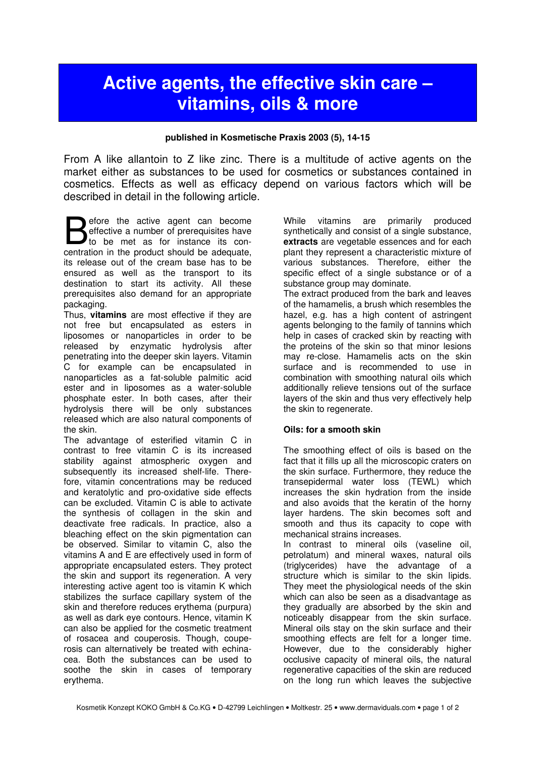# Active agents, the effective skin care – vitamins, oils & more

**published in Kosmetische Praxis 2003 (5), 14-15**

From A like allantoin to Z like zinc. There is a multitude of active agents on the market either as substances to be used for cosmetics or substances contained in cosmetics. Effects as well as efficacy depend on various factors which will be described in detail in the following article.

Before the active agent can become effective a number of prerequisites have to be met as for instance its concentration in the product should be adequate, its release out of the cream base has to be ensured as well as the transport to its destination to start its activity. All these prerequisites also demand for an appropriate packaging.

Thus, **vitamins** are most effective if they are not free but encapsulated as esters in liposomes or nanoparticles in order to be released by enzymatic hydrolysis after penetrating into the deeper skin layers. Vitamin C for example can be encapsulated in nanoparticles as a fat-soluble palmitic acid ester and in liposomes as a water-soluble phosphate ester. In both cases, after their hydrolysis there will be only substances released which are also natural components of the skin.

The advantage of esterified vitamin C in contrast to free vitamin C is its increased stability against atmospheric oxygen and subsequently its increased shelf-life. Therefore, vitamin concentrations may be reduced and keratolytic and pro-oxidative side effects can be excluded. Vitamin C is able to activate the synthesis of collagen in the skin and deactivate free radicals. In practice, also a bleaching effect on the skin pigmentation can be observed. Similar to vitamin C, also the vitamins A and E are effectively used in form of appropriate encapsulated esters. They protect the skin and support its regeneration. A very interesting active agent too is vitamin K which stabilizes the surface capillary system of the skin and therefore reduces erythema (purpura) as well as dark eye contours. Hence, vitamin K can also be applied for the cosmetic treatment of rosacea and couperosis. Though, couperosis can alternatively be treated with echinacea. Both the substances can be used to soothe the skin in cases of temporary erythema.

While vitamins are primarily produced synthetically and consist of a single substance, **extracts** are vegetable essences and for each plant they represent a characteristic mixture of various substances. Therefore, either the specific effect of a single substance or of a substance group may dominate.

The extract produced from the bark and leaves of the hamamelis, a brush which resembles the hazel, e.g. has a high content of astringent agents belonging to the family of tannins which help in cases of cracked skin by reacting with the proteins of the skin so that minor lesions may re-close. Hamamelis acts on the skin surface and is recommended to use in combination with smoothing natural oils which additionally relieve tensions out of the surface layers of the skin and thus very effectively help the skin to regenerate.

## Oils: for a smooth skin

The smoothing effect of oils is based on the fact that it fills up all the microscopic craters on the skin surface. Furthermore, they reduce the transepidermal water loss (TEWL) which increases the skin hydration from the inside and also avoids that the keratin of the horny layer hardens. The skin becomes soft and smooth and thus its capacity to cope with mechanical strains increases.

In contrast to mineral oils (vaseline oil, petrolatum) and mineral waxes, natural oils (triglycerides) have the advantage of a structure which is similar to the skin lipids. They meet the physiological needs of the skin which can also be seen as a disadvantage as they gradually are absorbed by the skin and noticeably disappear from the skin surface. Mineral oils stay on the skin surface and their smoothing effects are felt for a longer time. However, due to the considerably higher occlusive capacity of mineral oils, the natural regenerative capacities of the skin are reduced on the long run which leaves the subjective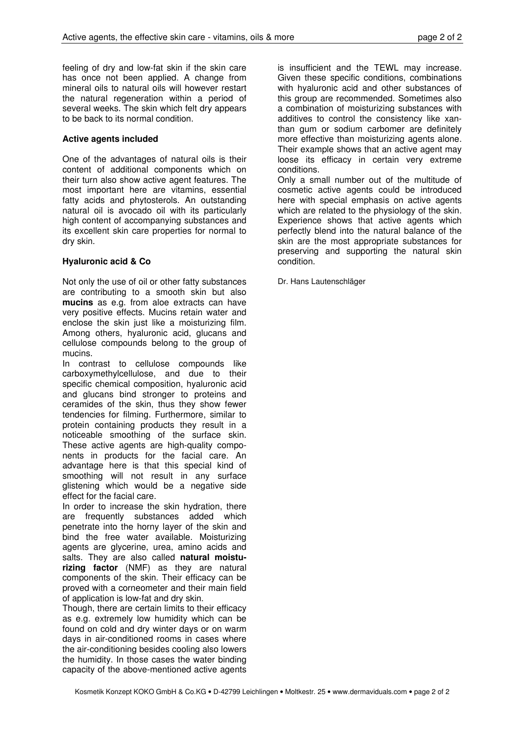feeling of dry and low-fat skin if the skin care has once not been applied. A change from mineral oils to natural oils will however restart the natural regeneration within a period of several weeks. The skin which felt dry appears to be back to its normal condition.

### Active agents included

One of the advantages of natural oils is their content of additional components which on their turn also show active agent features. The most important here are vitamins, essential fatty acids and phytosterols. An outstanding natural oil is avocado oil with its particularly high content of accompanying substances and its excellent skin care properties for normal to dry skin.

### Hyaluronic acid & Co

Not only the use of oil or other fatty substances are contributing to a smooth skin but also **mucins** as e.g. from aloe extracts can have very positive effects. Mucins retain water and enclose the skin just like a moisturizing film. Among others, hyaluronic acid, glucans and cellulose compounds belong to the group of mucins.

In contrast to cellulose compounds like carboxymethylcellulose, and due to their specific chemical composition, hyaluronic acid and glucans bind stronger to proteins and ceramides of the skin, thus they show fewer tendencies for filming. Furthermore, similar to protein containing products they result in a noticeable smoothing of the surface skin. These active agents are high-quality components in products for the facial care. An advantage here is that this special kind of smoothing will not result in any surface glistening which would be a negative side effect for the facial care.

In order to increase the skin hydration, there are frequently substances added which penetrate into the horny layer of the skin and bind the free water available. Moisturizing agents are glycerine, urea, amino acids and salts. They are also called **natural moisturizing factor** (NMF) as they are natural components of the skin. Their efficacy can be proved with a corneometer and their main field of application is low-fat and dry skin.

Though, there are certain limits to their efficacy as e.g. extremely low humidity which can be found on cold and dry winter days or on warm days in air-conditioned rooms in cases where the air-conditioning besides cooling also lowers the humidity. In those cases the water binding capacity of the above-mentioned active agents is insufficient and the TEWL may increase. Given these specific conditions, combinations with hyaluronic acid and other substances of this group are recommended. Sometimes also a combination of moisturizing substances with additives to control the consistency like xanthan gum or sodium carbomer are definitely more effective than moisturizing agents alone. Their example shows that an active agent may loose its efficacy in certain very extreme conditions.

Only a small number out of the multitude of cosmetic active agents could be introduced here with special emphasis on active agents which are related to the physiology of the skin. Experience shows that active agents which perfectly blend into the natural balance of the skin are the most appropriate substances for preserving and supporting the natural skin condition.

Dr. Hans Lautenschläger